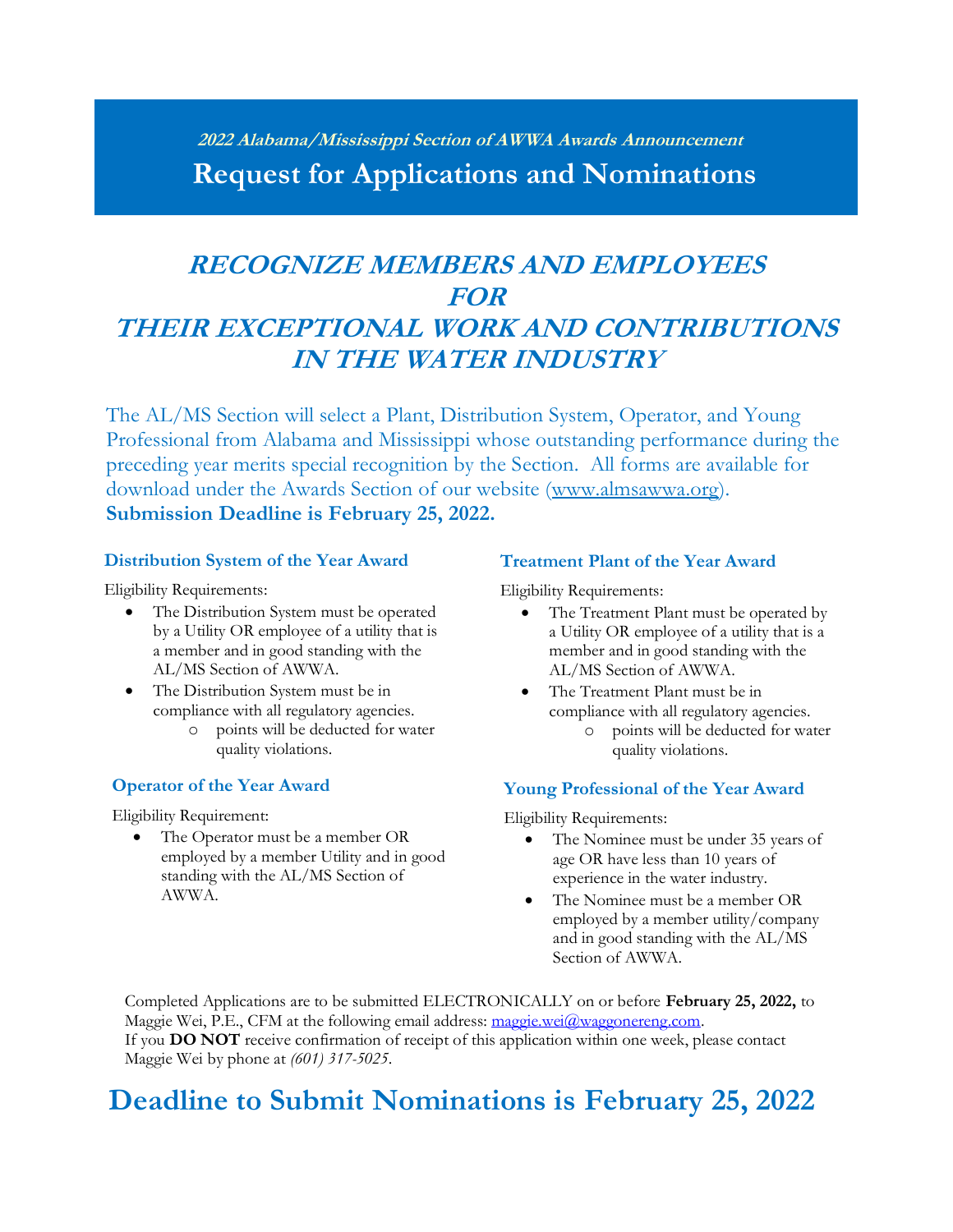*2022 Alabama/Mississippi Section of AWWA Awards Announcement*

# Request for Applications and Nominations

## *RECOGNIZE MEMBERS AND EMPLOYEES FOR THEIR EXCEPTIONAL WORK AND CONTRIBUTIONS IN THE WATER INDUSTRY*

The AL/MS Section will select a Plant, Distribution System, Operator, and Young Professional from Alabama and Mississippi whose outstanding performance during the preceding year merits special recognition by the Section. All forms are available for download under the Awards Section of our website (www.almsawwa.org).
**Submission Deadline is February 25, 2022.**

### Distribution System of the Year Award

Eligibility Requirements:

- The Distribution System must be operated by a Utility OR employee of a utility that is a member and in good standing with the AL/MS Section of AWWA.
- The Distribution System must be in compliance with all regulatory agencies.
    - points will be deducted for water quality violations.

### Operator of the Year Award

Eligibility Requirement:

- The Operator must be a member OR employed by a member Utility and in good standing with the AL/MS Section of AWWA.

### Treatment Plant of the Year Award

Eligibility Requirements:

- The Treatment Plant must be operated by a Utility OR employee of a utility that is a member and in good standing with the AL/MS Section of AWWA.
- The Treatment Plant must be in compliance with all regulatory agencies.
    - points will be deducted for water quality violations.

### Young Professional of the Year Award

Eligibility Requirements:

- The Nominee must be under 35 years of age OR have less than 10 years of experience in the water industry.
- The Nominee must be a member OR employed by a member utility/company and in good standing with the AL/MS Section of AWWA.

Completed Applications are to be submitted ELECTRONICALLY on or before **February 25, 2022,** to Maggie Wei, P.E., CFM at the following email address: maggie.wei@waggonereng.com.
If you **DO NOT** receive confirmation of receipt of this application within one week, please contact Maggie Wei by phone at *(601) 317-5025*.

# Deadline to Submit Nominations is February 25, 2022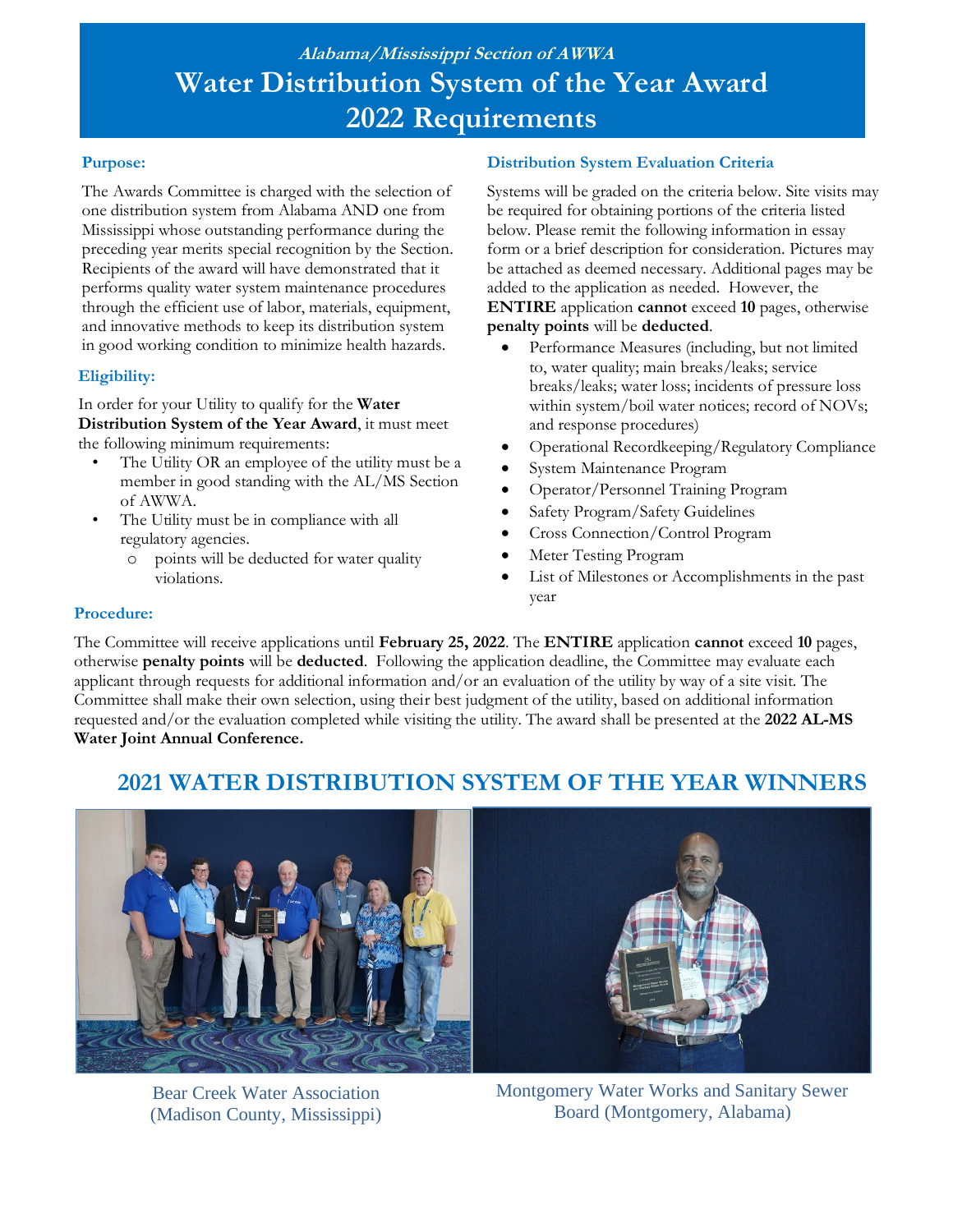*Alabama/Mississippi Section of AWWA*

# Water Distribution System of the Year Award 2022 Requirements

### Purpose:

The Awards Committee is charged with the selection of one distribution system from Alabama AND one from Mississippi whose outstanding performance during the preceding year merits special recognition by the Section. Recipients of the award will have demonstrated that it performs quality water system maintenance procedures through the efficient use of labor, materials, equipment, and innovative methods to keep its distribution system in good working condition to minimize health hazards.

### Eligibility:

In order for your Utility to qualify for the **Water Distribution System of the Year Award**, it must meet the following minimum requirements:

- The Utility OR an employee of the utility must be a member in good standing with the AL/MS Section of AWWA.
- The Utility must be in compliance with all regulatory agencies.
  - points will be deducted for water quality violations.

### Distribution System Evaluation Criteria

Systems will be graded on the criteria below. Site visits may be required for obtaining portions of the criteria listed below. Please remit the following information in essay form or a brief description for consideration. Pictures may be attached as deemed necessary. Additional pages may be added to the application as needed. However, the **ENTIRE** application **cannot** exceed **10** pages, otherwise **penalty points** will be **deducted**.

- Performance Measures (including, but not limited to, water quality; main breaks/leaks; service breaks/leaks; water loss; incidents of pressure loss within system/boil water notices; record of NOVs; and response procedures)
- Operational Recordkeeping/Regulatory Compliance
- System Maintenance Program
- Operator/Personnel Training Program
- Safety Program/Safety Guidelines
- Cross Connection/Control Program
- Meter Testing Program
- List of Milestones or Accomplishments in the past year

### Procedure:

The Committee will receive applications until **February 25, 2022**. The **ENTIRE** application **cannot** exceed **10** pages, otherwise **penalty points** will be **deducted**. Following the application deadline, the Committee may evaluate each applicant through requests for additional information and/or an evaluation of the utility by way of a site visit. The Committee shall make their own selection, using their best judgment of the utility, based on additional information requested and/or the evaluation completed while visiting the utility. The award shall be presented at the **2022 AL-MS Water Joint Annual Conference.**

## 2021 WATER DISTRIBUTION SYSTEM OF THE YEAR WINNERS

Bear Creek Water Association (Madison County, Mississippi)

Montgomery Water Works and Sanitary Sewer Board (Montgomery, Alabama)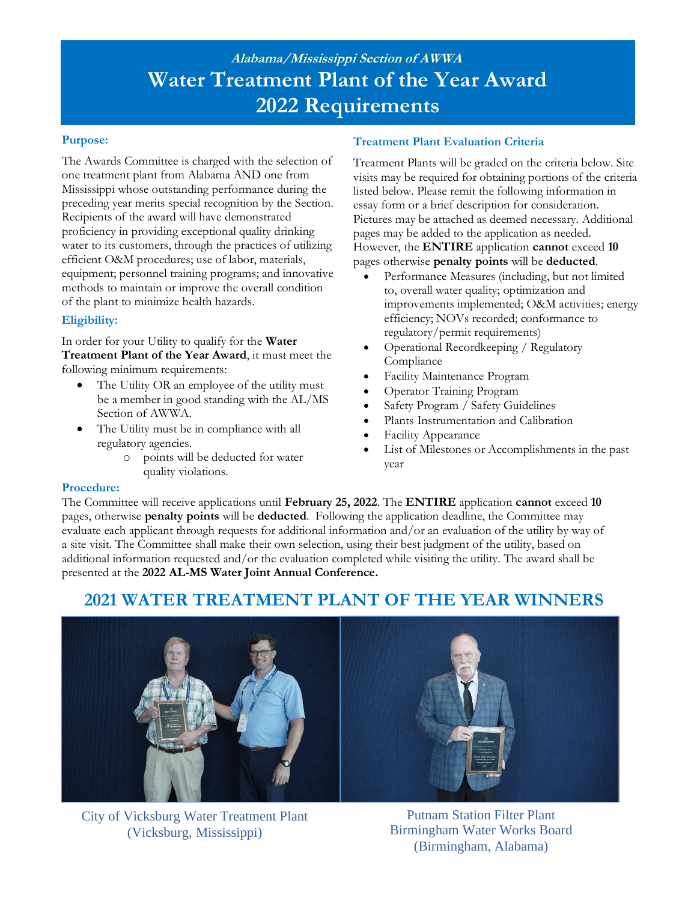*Alabama/Mississippi Section of AWWA*

# Water Treatment Plant of the Year Award 2022 Requirements

### Purpose:

The Awards Committee is charged with the selection of one treatment plant from Alabama AND one from Mississippi whose outstanding performance during the preceding year merits special recognition by the Section. Recipients of the award will have demonstrated proficiency in providing exceptional quality drinking water to its customers, through the practices of utilizing efficient O&M procedures; use of labor, materials, equipment; personnel training programs; and innovative methods to maintain or improve the overall condition of the plant to minimize health hazards.

### Eligibility:

In order for your Utility to qualify for the **Water Treatment Plant of the Year Award**, it must meet the following minimum requirements:

- The Utility OR an employee of the utility must be a member in good standing with the AL/MS Section of AWWA.
- The Utility must be in compliance with all regulatory agencies.
  - points will be deducted for water quality violations.

### Treatment Plant Evaluation Criteria

Treatment Plants will be graded on the criteria below. Site visits may be required for obtaining portions of the criteria listed below. Please remit the following information in essay form or a brief description for consideration. Pictures may be attached as deemed necessary. Additional pages may be added to the application as needed. However, the **ENTIRE** application **cannot** exceed **10** pages otherwise **penalty points** will be **deducted**.

- Performance Measures (including, but not limited to, overall water quality; optimization and improvements implemented; O&M activities; energy efficiency; NOVs recorded; conformance to regulatory/permit requirements)
- Operational Recordkeeping / Regulatory Compliance
- Facility Maintenance Program
- Operator Training Program
- Safety Program / Safety Guidelines
- Plants Instrumentation and Calibration
- Facility Appearance
- List of Milestones or Accomplishments in the past year

### Procedure:

The Committee will receive applications until **February 25, 2022**. The **ENTIRE** application **cannot** exceed **10** pages, otherwise **penalty points** will be **deducted**. Following the application deadline, the Committee may evaluate each applicant through requests for additional information and/or an evaluation of the utility by way of a site visit. The Committee shall make their own selection, using their best judgment of the utility, based on additional information requested and/or the evaluation completed while visiting the utility. The award shall be presented at the **2022 AL-MS Water Joint Annual Conference.**

## 2021 WATER TREATMENT PLANT OF THE YEAR WINNERS

City of Vicksburg Water Treatment Plant
(Vicksburg, Mississippi)

Putnam Station Filter Plant
Birmingham Water Works Board
(Birmingham, Alabama)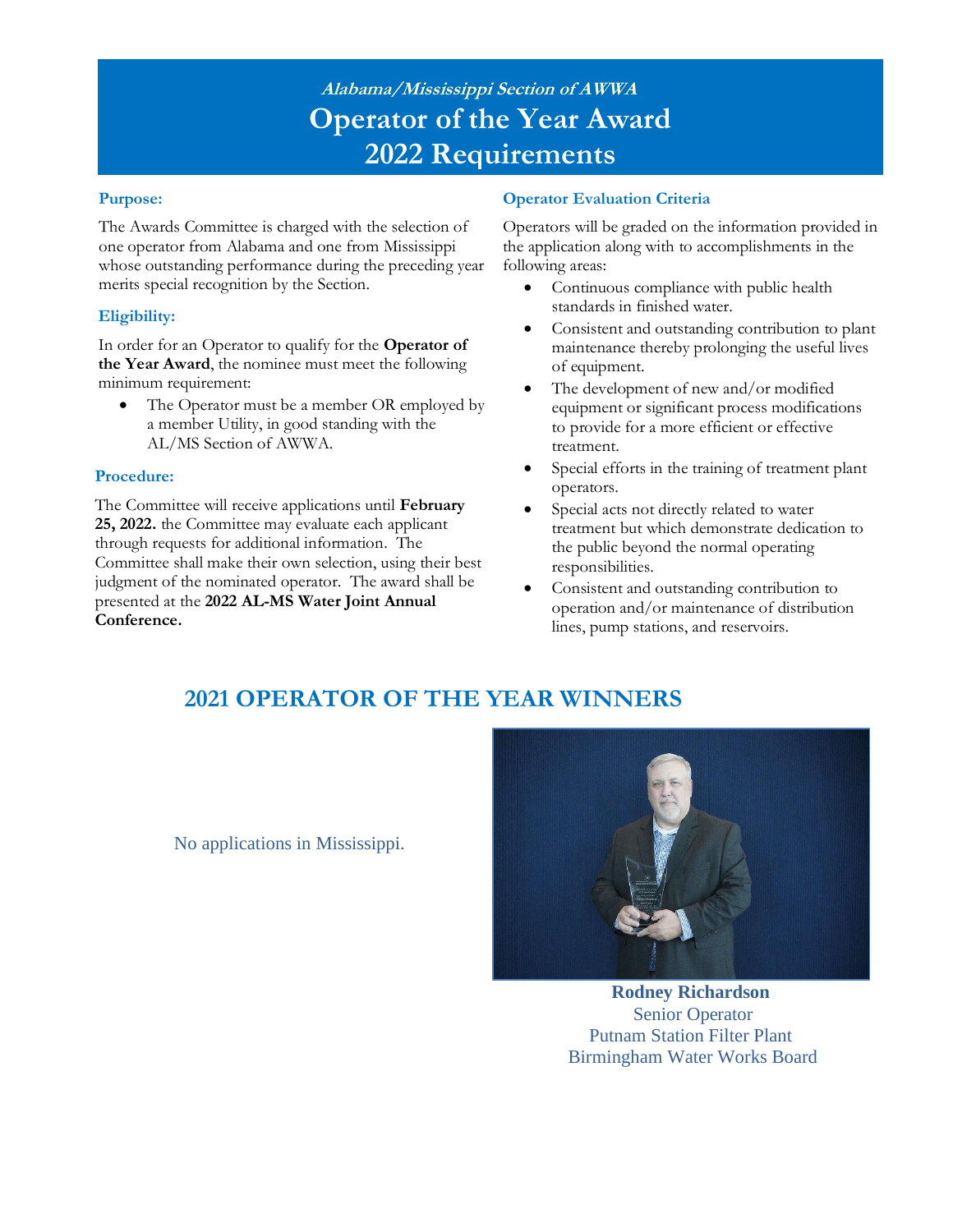*Alabama/Mississippi Section of AWWA*

# Operator of the Year Award 2022 Requirements

### Purpose:

The Awards Committee is charged with the selection of one operator from Alabama and one from Mississippi whose outstanding performance during the preceding year merits special recognition by the Section.

### Eligibility:

In order for an Operator to qualify for the **Operator of the Year Award**, the nominee must meet the following minimum requirement:

- The Operator must be a member OR employed by a member Utility, in good standing with the AL/MS Section of AWWA.

### Procedure:

The Committee will receive applications until **February 25, 2022.** the Committee may evaluate each applicant through requests for additional information. The Committee shall make their own selection, using their best judgment of the nominated operator. The award shall be presented at the **2022 AL-MS Water Joint Annual Conference.**

### Operator Evaluation Criteria

Operators will be graded on the information provided in the application along with to accomplishments in the following areas:

- Continuous compliance with public health standards in finished water.
- Consistent and outstanding contribution to plant maintenance thereby prolonging the useful lives of equipment.
- The development of new and/or modified equipment or significant process modifications to provide for a more efficient or effective treatment.
- Special efforts in the training of treatment plant operators.
- Special acts not directly related to water treatment but which demonstrate dedication to the public beyond the normal operating responsibilities.
- Consistent and outstanding contribution to operation and/or maintenance of distribution lines, pump stations, and reservoirs.

## 2021 OPERATOR OF THE YEAR WINNERS

No applications in Mississippi.

**Rodney Richardson**
Senior Operator
Putnam Station Filter Plant
Birmingham Water Works Board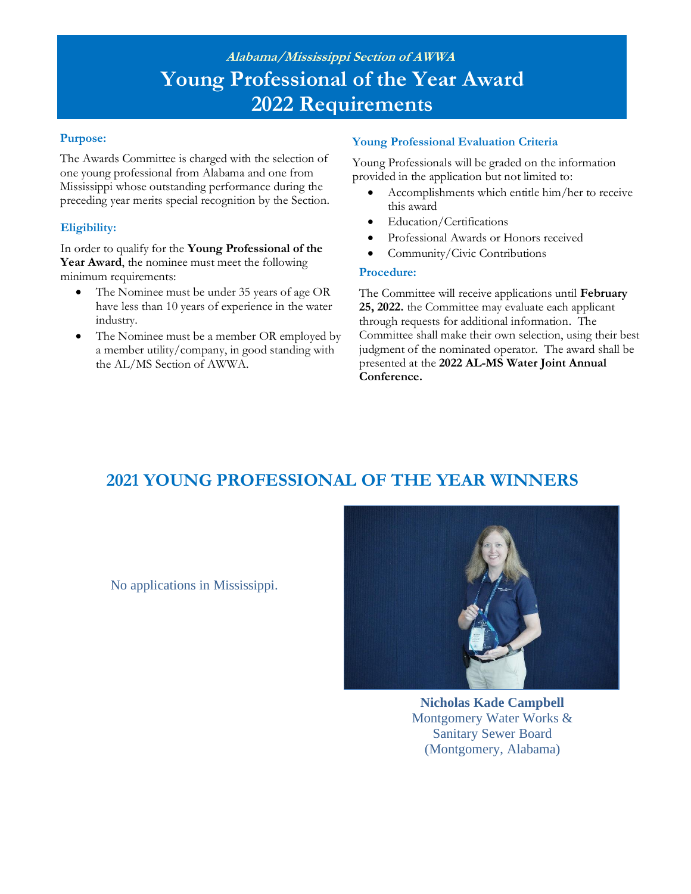# *Alabama/Mississippi Section of AWWA*

# Young Professional of the Year Award 2022 Requirements

### Purpose:

The Awards Committee is charged with the selection of one young professional from Alabama and one from Mississippi whose outstanding performance during the preceding year merits special recognition by the Section.

### Eligibility:

In order to qualify for the **Young Professional of the Year Award**, the nominee must meet the following minimum requirements:

- The Nominee must be under 35 years of age OR have less than 10 years of experience in the water industry.
- The Nominee must be a member OR employed by a member utility/company, in good standing with the AL/MS Section of AWWA.

### Young Professional Evaluation Criteria

Young Professionals will be graded on the information provided in the application but not limited to:

- Accomplishments which entitle him/her to receive this award
- Education/Certifications
- Professional Awards or Honors received
- Community/Civic Contributions

### Procedure:

The Committee will receive applications until **February 25, 2022.** the Committee may evaluate each applicant through requests for additional information. The Committee shall make their own selection, using their best judgment of the nominated operator. The award shall be presented at the **2022 AL-MS Water Joint Annual Conference.**

## 2021 YOUNG PROFESSIONAL OF THE YEAR WINNERS

No applications in Mississippi.

**Nicholas Kade Campbell**
Montgomery Water Works & Sanitary Sewer Board
(Montgomery, Alabama)